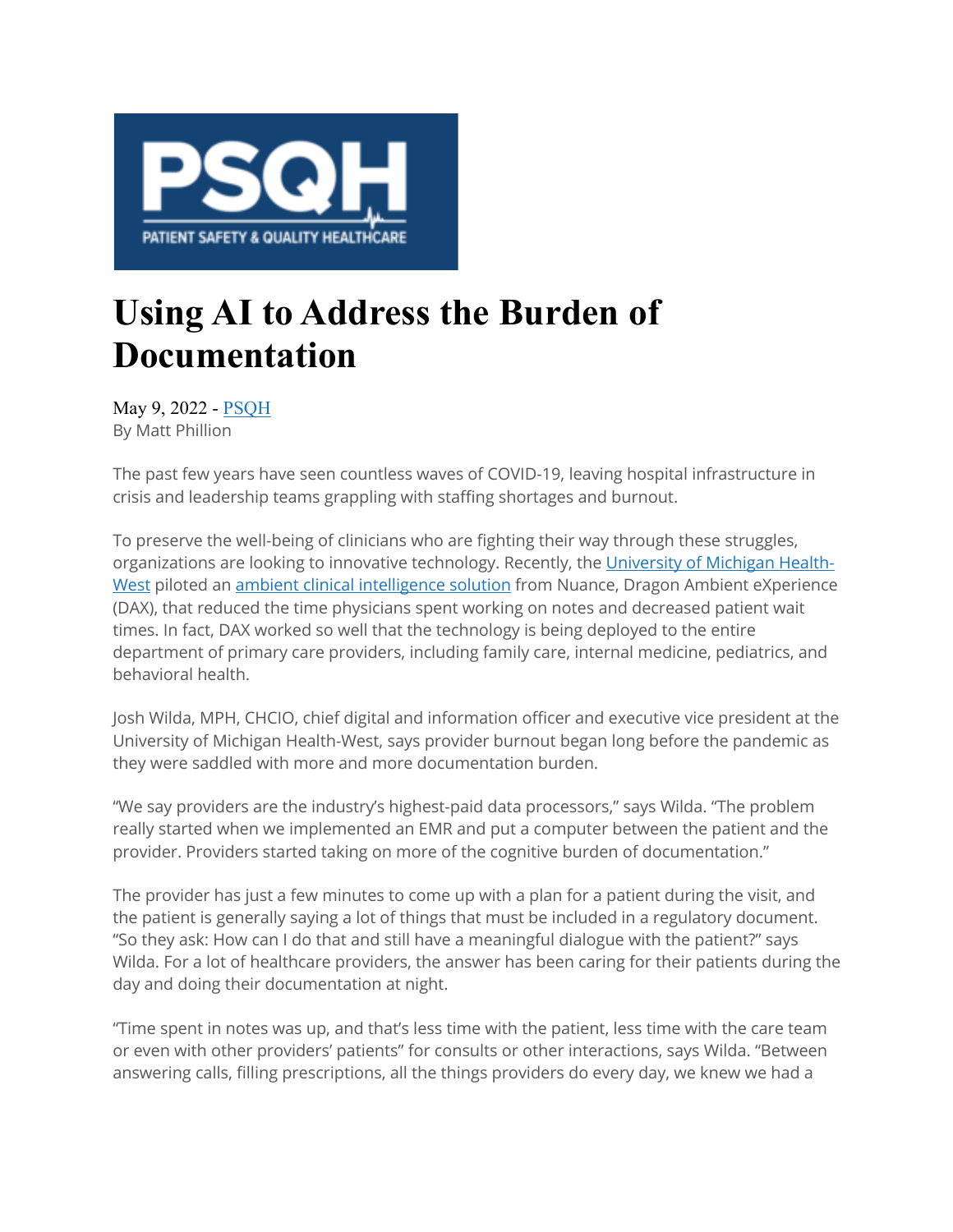# Using AI to Address the Burden of Documentation

May 9, 2022 - [PSQH](PSQH)
By Matt Phillion

The past few years have seen countless waves of COVID-19, leaving hospital infrastructure in crisis and leadership teams grappling with staffing shortages and burnout.

To preserve the well-being of clinicians who are fighting their way through these struggles, organizations are looking to innovative technology. Recently, the University of Michigan Health-West piloted an ambient clinical intelligence solution from Nuance, Dragon Ambient eXperience (DAX), that reduced the time physicians spent working on notes and decreased patient wait times. In fact, DAX worked so well that the technology is being deployed to the entire department of primary care providers, including family care, internal medicine, pediatrics, and behavioral health.

Josh Wilda, MPH, CHCIO, chief digital and information officer and executive vice president at the University of Michigan Health-West, says provider burnout began long before the pandemic as they were saddled with more and more documentation burden.

"We say providers are the industry's highest-paid data processors," says Wilda. "The problem really started when we implemented an EMR and put a computer between the patient and the provider. Providers started taking on more of the cognitive burden of documentation."

The provider has just a few minutes to come up with a plan for a patient during the visit, and the patient is generally saying a lot of things that must be included in a regulatory document. "So they ask: How can I do that and still have a meaningful dialogue with the patient?" says Wilda. For a lot of healthcare providers, the answer has been caring for their patients during the day and doing their documentation at night.

"Time spent in notes was up, and that's less time with the patient, less time with the care team or even with other providers' patients" for consults or other interactions, says Wilda. "Between answering calls, filling prescriptions, all the things providers do every day, we knew we had a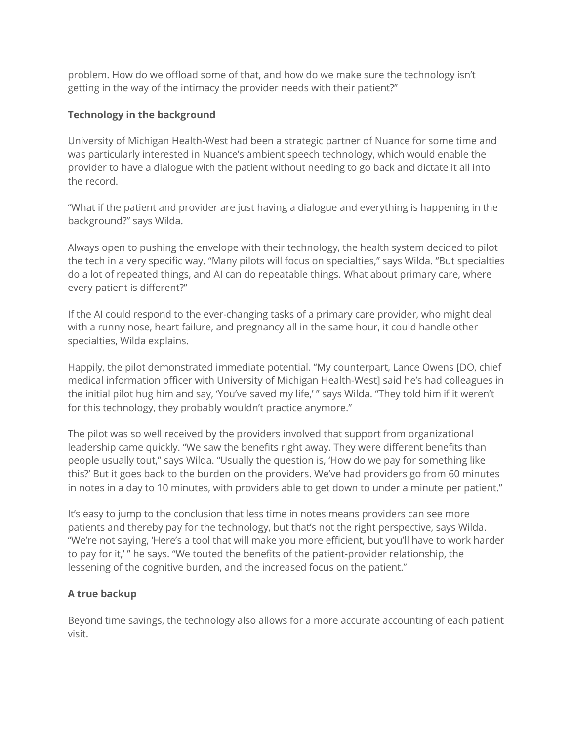problem. How do we offload some of that, and how do we make sure the technology isn't getting in the way of the intimacy the provider needs with their patient?"

**Technology in the background**

University of Michigan Health-West had been a strategic partner of Nuance for some time and was particularly interested in Nuance's ambient speech technology, which would enable the provider to have a dialogue with the patient without needing to go back and dictate it all into the record.

"What if the patient and provider are just having a dialogue and everything is happening in the background?" says Wilda.

Always open to pushing the envelope with their technology, the health system decided to pilot the tech in a very specific way. "Many pilots will focus on specialties," says Wilda. "But specialties do a lot of repeated things, and AI can do repeatable things. What about primary care, where every patient is different?"

If the AI could respond to the ever-changing tasks of a primary care provider, who might deal with a runny nose, heart failure, and pregnancy all in the same hour, it could handle other specialties, Wilda explains.

Happily, the pilot demonstrated immediate potential. "My counterpart, Lance Owens [DO, chief medical information officer with University of Michigan Health-West] said he's had colleagues in the initial pilot hug him and say, 'You've saved my life,' " says Wilda. "They told him if it weren't for this technology, they probably wouldn't practice anymore."

The pilot was so well received by the providers involved that support from organizational leadership came quickly. "We saw the benefits right away. They were different benefits than people usually tout," says Wilda. "Usually the question is, 'How do we pay for something like this?' But it goes back to the burden on the providers. We've had providers go from 60 minutes in notes in a day to 10 minutes, with providers able to get down to under a minute per patient."

It's easy to jump to the conclusion that less time in notes means providers can see more patients and thereby pay for the technology, but that's not the right perspective, says Wilda. "We're not saying, 'Here's a tool that will make you more efficient, but you'll have to work harder to pay for it,' " he says. "We touted the benefits of the patient-provider relationship, the lessening of the cognitive burden, and the increased focus on the patient."

**A true backup**

Beyond time savings, the technology also allows for a more accurate accounting of each patient visit.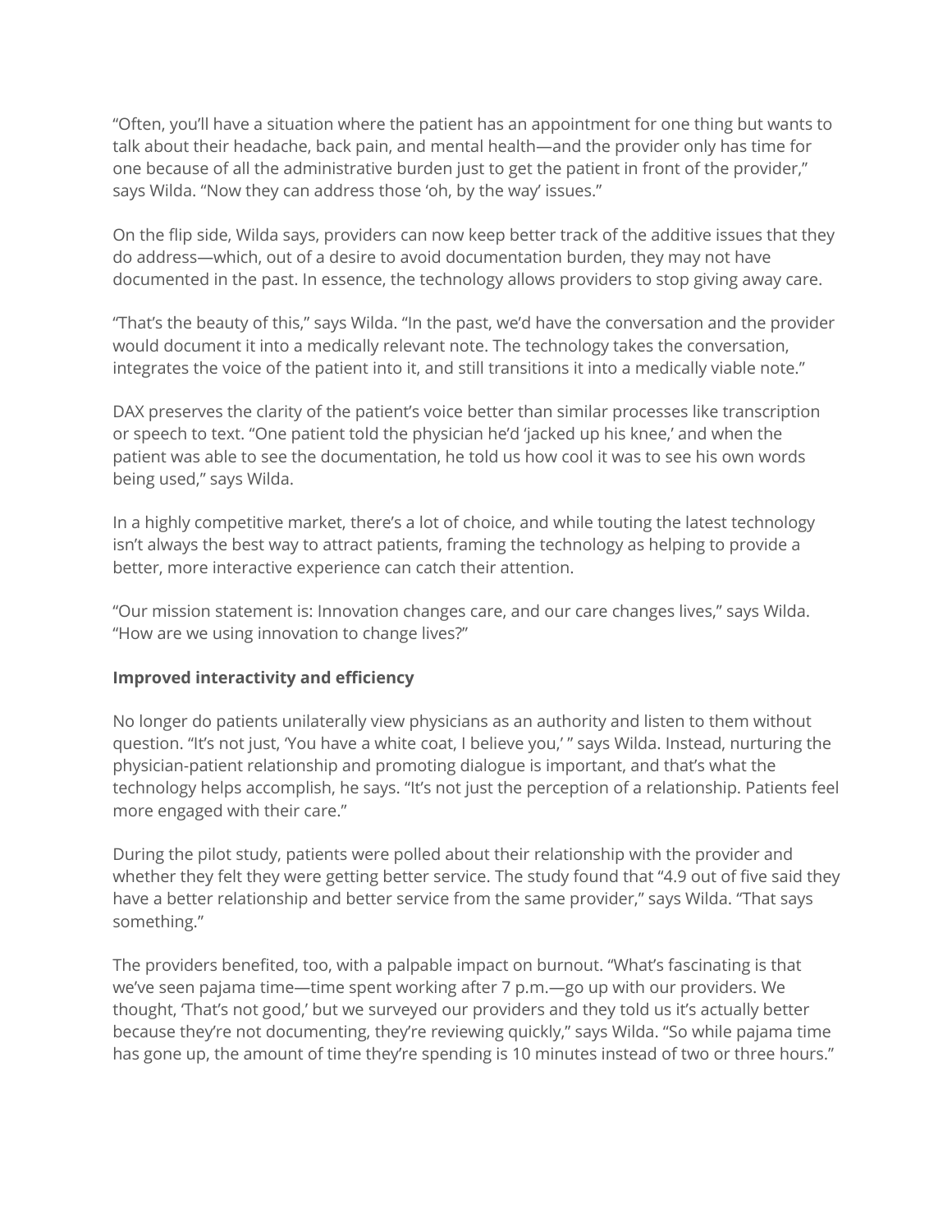"Often, you'll have a situation where the patient has an appointment for one thing but wants to talk about their headache, back pain, and mental health—and the provider only has time for one because of all the administrative burden just to get the patient in front of the provider," says Wilda. "Now they can address those 'oh, by the way' issues."

On the flip side, Wilda says, providers can now keep better track of the additive issues that they do address—which, out of a desire to avoid documentation burden, they may not have documented in the past. In essence, the technology allows providers to stop giving away care.

"That's the beauty of this," says Wilda. "In the past, we'd have the conversation and the provider would document it into a medically relevant note. The technology takes the conversation, integrates the voice of the patient into it, and still transitions it into a medically viable note."

DAX preserves the clarity of the patient's voice better than similar processes like transcription or speech to text. "One patient told the physician he'd 'jacked up his knee,' and when the patient was able to see the documentation, he told us how cool it was to see his own words being used," says Wilda.

In a highly competitive market, there's a lot of choice, and while touting the latest technology isn't always the best way to attract patients, framing the technology as helping to provide a better, more interactive experience can catch their attention.

"Our mission statement is: Innovation changes care, and our care changes lives," says Wilda. "How are we using innovation to change lives?"

**Improved interactivity and efficiency**

No longer do patients unilaterally view physicians as an authority and listen to them without question. "It's not just, 'You have a white coat, I believe you,' " says Wilda. Instead, nurturing the physician-patient relationship and promoting dialogue is important, and that's what the technology helps accomplish, he says. "It's not just the perception of a relationship. Patients feel more engaged with their care."

During the pilot study, patients were polled about their relationship with the provider and whether they felt they were getting better service. The study found that "4.9 out of five said they have a better relationship and better service from the same provider," says Wilda. "That says something."

The providers benefited, too, with a palpable impact on burnout. "What's fascinating is that we've seen pajama time—time spent working after 7 p.m.—go up with our providers. We thought, 'That's not good,' but we surveyed our providers and they told us it's actually better because they're not documenting, they're reviewing quickly," says Wilda. "So while pajama time has gone up, the amount of time they're spending is 10 minutes instead of two or three hours."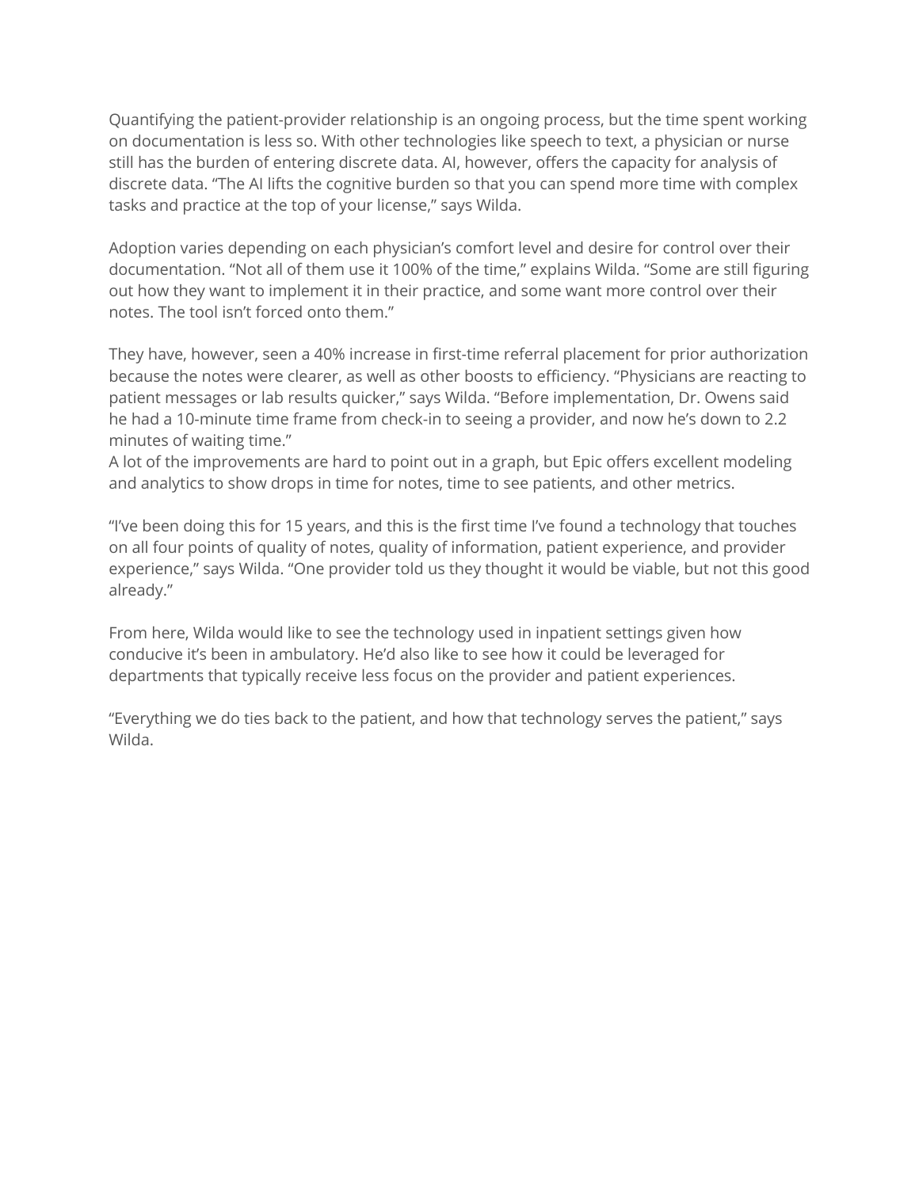Quantifying the patient-provider relationship is an ongoing process, but the time spent working on documentation is less so. With other technologies like speech to text, a physician or nurse still has the burden of entering discrete data. AI, however, offers the capacity for analysis of discrete data. "The AI lifts the cognitive burden so that you can spend more time with complex tasks and practice at the top of your license," says Wilda.

Adoption varies depending on each physician's comfort level and desire for control over their documentation. "Not all of them use it 100% of the time," explains Wilda. "Some are still figuring out how they want to implement it in their practice, and some want more control over their notes. The tool isn't forced onto them."

They have, however, seen a 40% increase in first-time referral placement for prior authorization because the notes were clearer, as well as other boosts to efficiency. "Physicians are reacting to patient messages or lab results quicker," says Wilda. "Before implementation, Dr. Owens said he had a 10-minute time frame from check-in to seeing a provider, and now he's down to 2.2 minutes of waiting time."

A lot of the improvements are hard to point out in a graph, but Epic offers excellent modeling and analytics to show drops in time for notes, time to see patients, and other metrics.

"I've been doing this for 15 years, and this is the first time I've found a technology that touches on all four points of quality of notes, quality of information, patient experience, and provider experience," says Wilda. "One provider told us they thought it would be viable, but not this good already."

From here, Wilda would like to see the technology used in inpatient settings given how conducive it's been in ambulatory. He'd also like to see how it could be leveraged for departments that typically receive less focus on the provider and patient experiences.

"Everything we do ties back to the patient, and how that technology serves the patient," says Wilda.